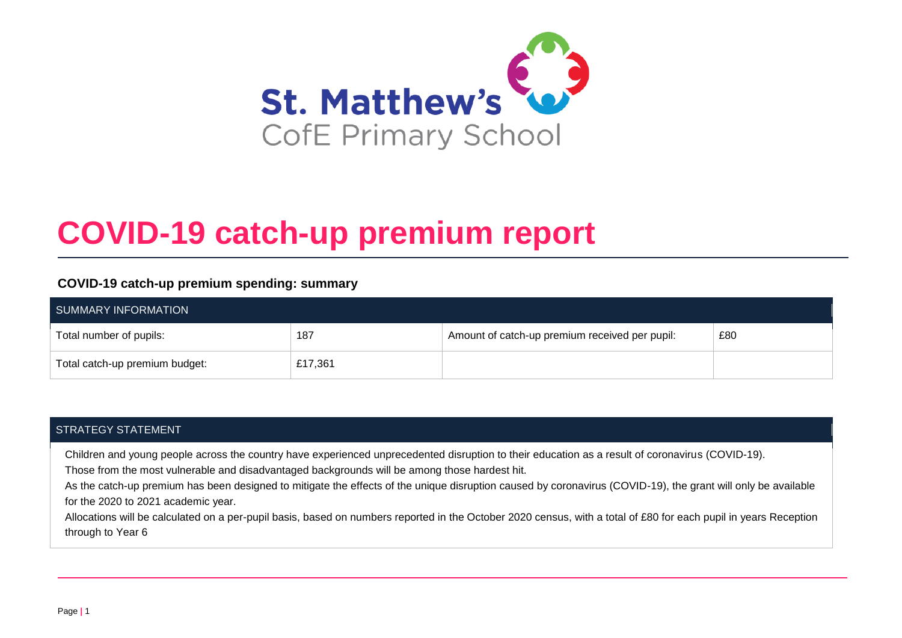St. Matthew's CofE Primary School

# COVID-19 catch-up premium report

### COVID-19 catch-up premium spending: summary

| SUMMARY INFORMATION | | | |
|---|---|---|---|
| Total number of pupils: | 187 | Amount of catch-up premium received per pupil: | £80 |
| Total catch-up premium budget: | £17,361 | | |

| STRATEGY STATEMENT |
|---|
| Children and young people across the country have experienced unprecedented disruption to their education as a result of coronavirus (COVID-19). Those from the most vulnerable and disadvantaged backgrounds will be among those hardest hit. As the catch-up premium has been designed to mitigate the effects of the unique disruption caused by coronavirus (COVID-19), the grant will only be available for the 2020 to 2021 academic year. Allocations will be calculated on a per-pupil basis, based on numbers reported in the October 2020 census, with a total of £80 for each pupil in years Reception through to Year 6 |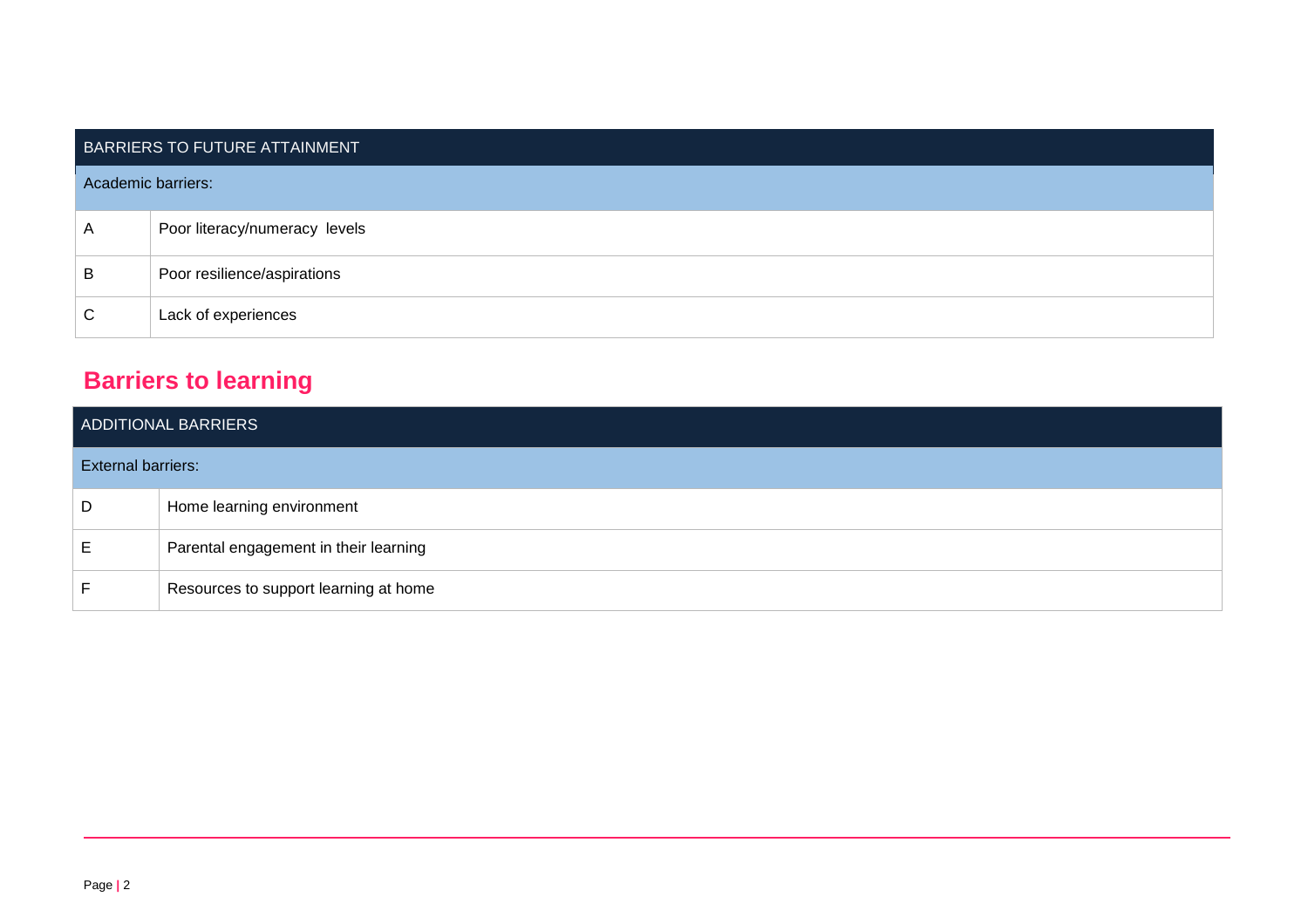| BARRIERS TO FUTURE ATTAINMENT | |
|---|---|
| Academic barriers: | |
| A | Poor literacy/numeracy levels |
| B | Poor resilience/aspirations |
| C | Lack of experiences |

## Barriers to learning

| ADDITIONAL BARRIERS | |
|---|---|
| External barriers: | |
| D | Home learning environment |
| E | Parental engagement in their learning |
| F | Resources to support learning at home |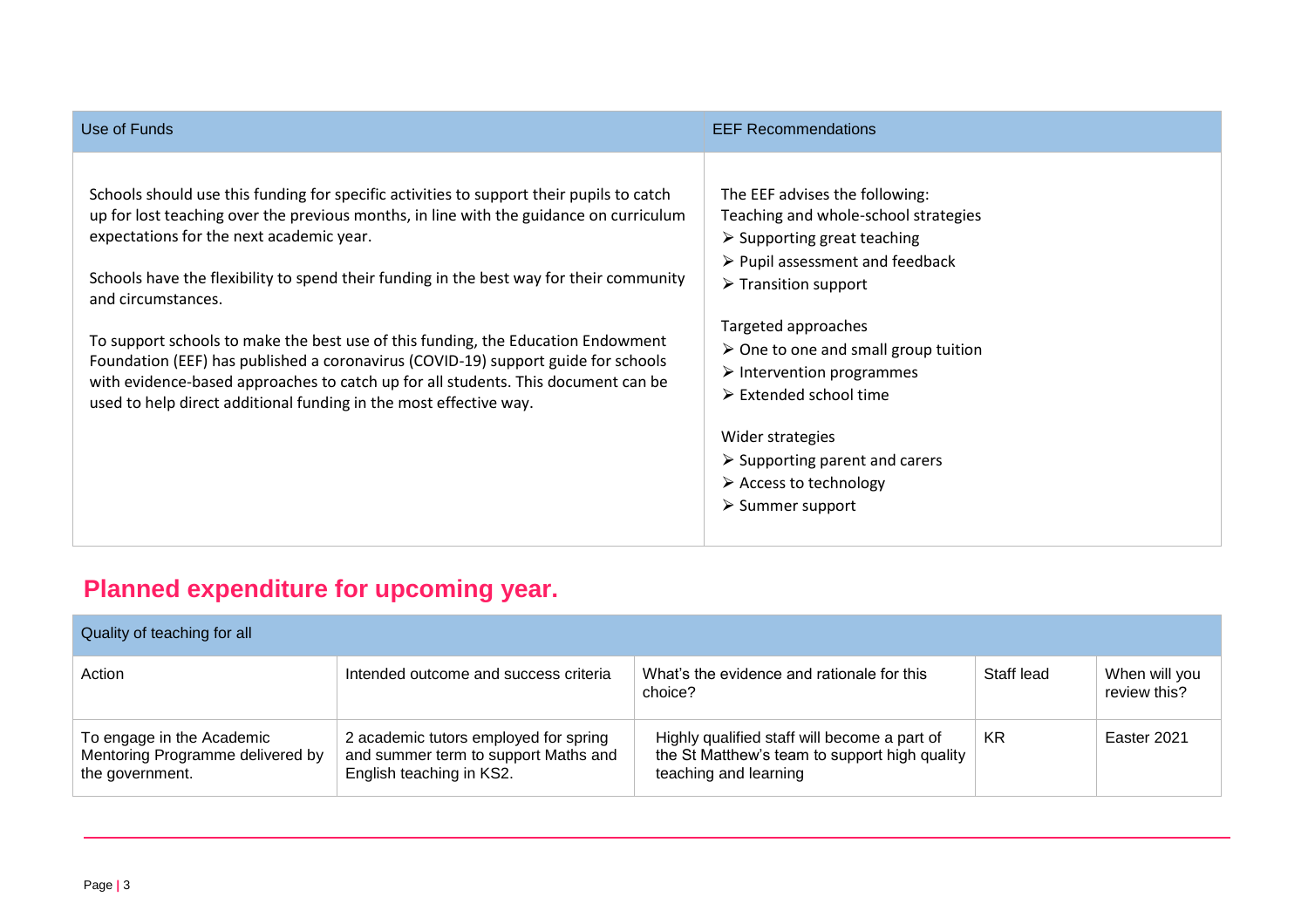| Use of Funds | EEF Recommendations |
| --- | --- |
| Schools should use this funding for specific activities to support their pupils to catch up for lost teaching over the previous months, in line with the guidance on curriculum expectations for the next academic year.<br><br>Schools have the flexibility to spend their funding in the best way for their community and circumstances.<br><br>To support schools to make the best use of this funding, the Education Endowment Foundation (EEF) has published a coronavirus (COVID-19) support guide for schools with evidence-based approaches to catch up for all students. This document can be used to help direct additional funding in the most effective way. | The EEF advises the following:<br>Teaching and whole-school strategies<br>➢ Supporting great teaching<br>➢ Pupil assessment and feedback<br>➢ Transition support<br><br>Targeted approaches<br>➢ One to one and small group tuition<br>➢ Intervention programmes<br>➢ Extended school time<br><br>Wider strategies<br>➢ Supporting parent and carers<br>➢ Access to technology<br>➢ Summer support |

## Planned expenditure for upcoming year.

| Quality of teaching for all | | | | |
| --- | --- | --- | --- | --- |
| Action | Intended outcome and success criteria | What's the evidence and rationale for this choice? | Staff lead | When will you review this? |
| To engage in the Academic Mentoring Programme delivered by the government. | 2 academic tutors employed for spring and summer term to support Maths and English teaching in KS2. | Highly qualified staff will become a part of the St Matthew's team to support high quality teaching and learning | KR | Easter 2021 |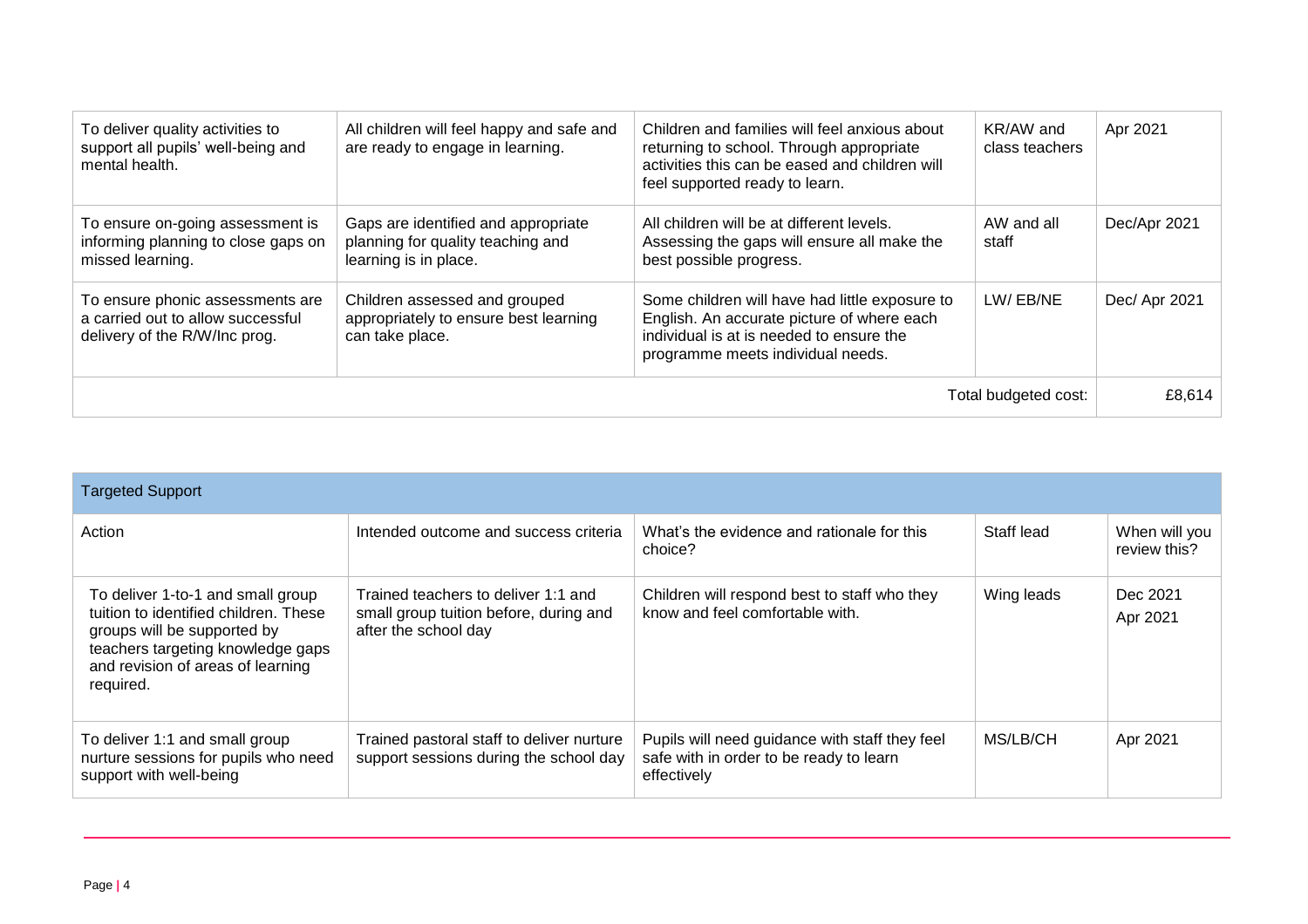| | | | | |
|---|---|---|---|---|
| To deliver quality activities to support all pupils' well-being and mental health. | All children will feel happy and safe and are ready to engage in learning. | Children and families will feel anxious about returning to school. Through appropriate activities this can be eased and children will feel supported ready to learn. | KR/AW and class teachers | Apr 2021 |
| To ensure on-going assessment is informing planning to close gaps on missed learning. | Gaps are identified and appropriate planning for quality teaching and learning is in place. | All children will be at different levels. Assessing the gaps will ensure all make the best possible progress. | AW and all staff | Dec/Apr 2021 |
| To ensure phonic assessments are a carried out to allow successful delivery of the R/W/Inc prog. | Children assessed and grouped appropriately to ensure best learning can take place. | Some children will have had little exposure to English. An accurate picture of where each individual is at is needed to ensure the programme meets individual needs. | LW/ EB/NE | Dec/ Apr 2021 |
| | | | Total budgeted cost: | £8,614 |

| Targeted Support | | | | |
|---|---|---|---|---|
| Action | Intended outcome and success criteria | What's the evidence and rationale for this choice? | Staff lead | When will you review this? |
| To deliver 1-to-1 and small group tuition to identified children. These groups will be supported by teachers targeting knowledge gaps and revision of areas of learning required. | Trained teachers to deliver 1:1 and small group tuition before, during and after the school day | Children will respond best to staff who they know and feel comfortable with. | Wing leads | Dec 2021<br>Apr 2021 |
| To deliver 1:1 and small group nurture sessions for pupils who need support with well-being | Trained pastoral staff to deliver nurture support sessions during the school day | Pupils will need guidance with staff they feel safe with in order to be ready to learn effectively | MS/LB/CH | Apr 2021 |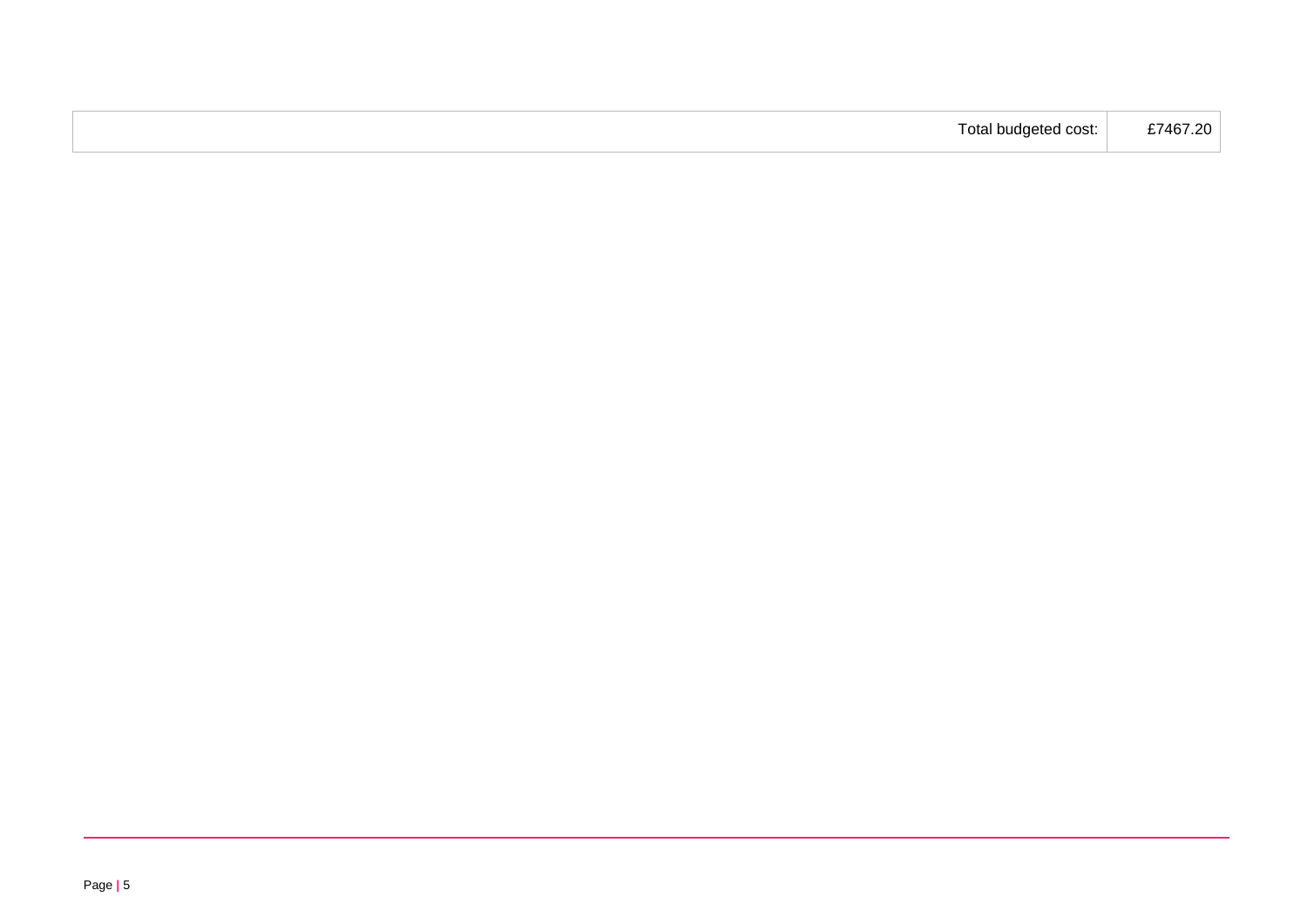| | | |
|---|---|---|
| | Total budgeted cost: | £7467.20 |